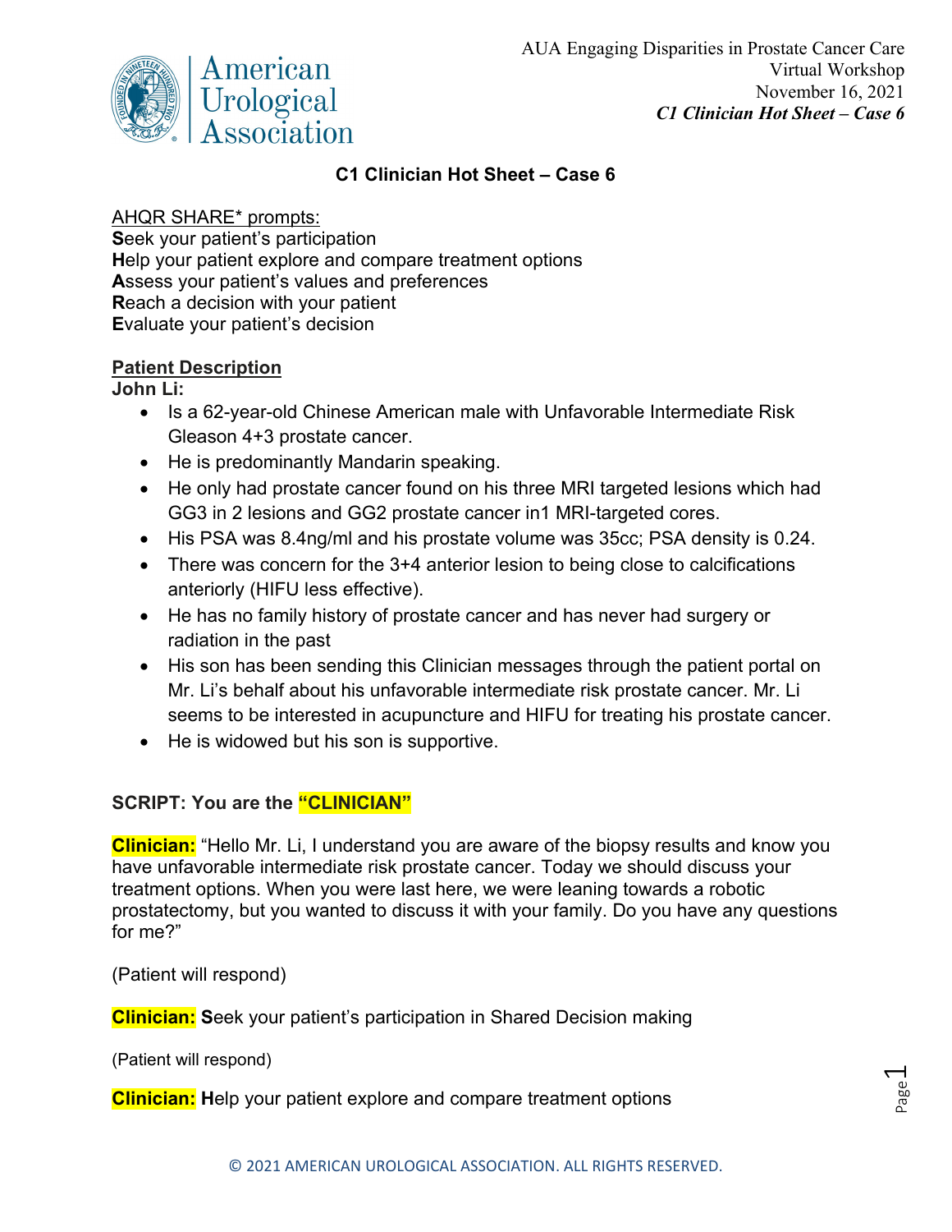# C1 Clinician Hot Sheet – Case 6

AHQR SHARE* prompts:
**S**eek your patient's participation
**H**elp your patient explore and compare treatment options
**A**ssess your patient's values and preferences
**R**each a decision with your patient
**E**valuate your patient's decision

## Patient Description

**John Li:**

- Is a 62-year-old Chinese American male with Unfavorable Intermediate Risk Gleason 4+3 prostate cancer.
- He is predominantly Mandarin speaking.
- He only had prostate cancer found on his three MRI targeted lesions which had GG3 in 2 lesions and GG2 prostate cancer in1 MRI-targeted cores.
- His PSA was 8.4ng/ml and his prostate volume was 35cc; PSA density is 0.24.
- There was concern for the 3+4 anterior lesion to being close to calcifications anteriorly (HIFU less effective).
- He has no family history of prostate cancer and has never had surgery or radiation in the past
- His son has been sending this Clinician messages through the patient portal on Mr. Li's behalf about his unfavorable intermediate risk prostate cancer. Mr. Li seems to be interested in acupuncture and HIFU for treating his prostate cancer.
- He is widowed but his son is supportive.

**SCRIPT: You are the "CLINICIAN"**

**Clinician:** "Hello Mr. Li, I understand you are aware of the biopsy results and know you have unfavorable intermediate risk prostate cancer. Today we should discuss your treatment options. When you were last here, we were leaning towards a robotic prostatectomy, but you wanted to discuss it with your family. Do you have any questions for me?"

(Patient will respond)

**Clinician:** **S**eek your patient's participation in Shared Decision making

(Patient will respond)

**Clinician:** **H**elp your patient explore and compare treatment options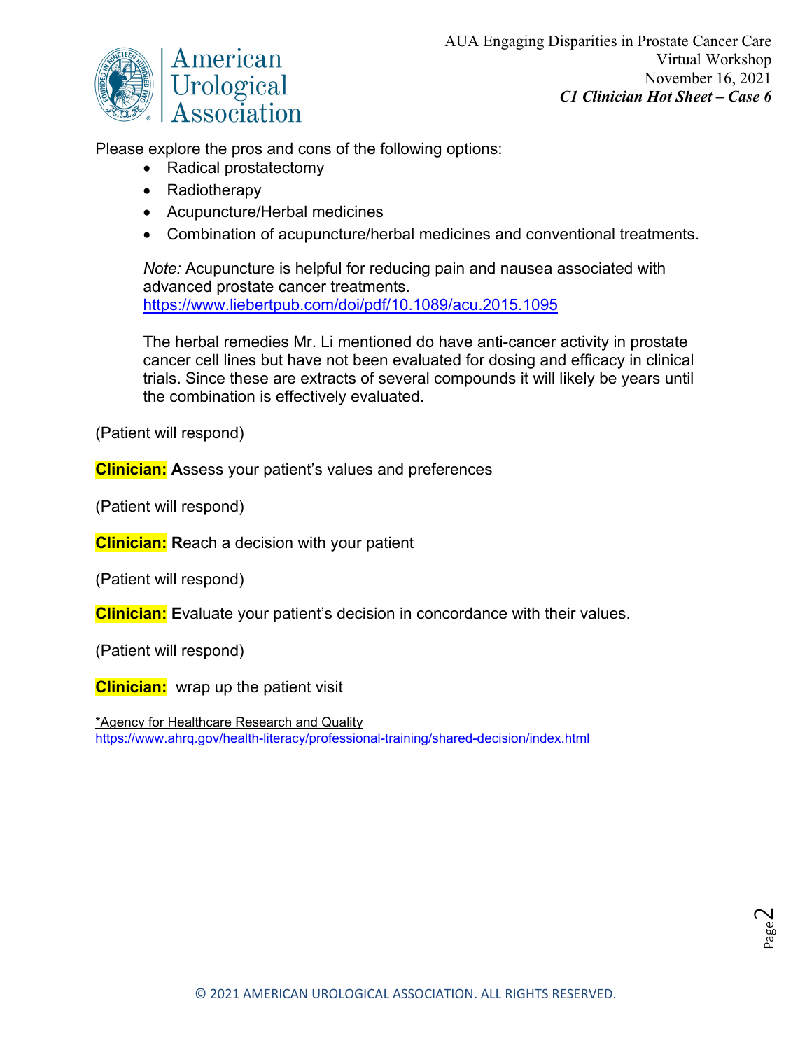Please explore the pros and cons of the following options:

- Radical prostatectomy
- Radiotherapy
- Acupuncture/Herbal medicines
- Combination of acupuncture/herbal medicines and conventional treatments.

*Note:* Acupuncture is helpful for reducing pain and nausea associated with advanced prostate cancer treatments. https://www.liebertpub.com/doi/pdf/10.1089/acu.2015.1095

The herbal remedies Mr. Li mentioned do have anti-cancer activity in prostate cancer cell lines but have not been evaluated for dosing and efficacy in clinical trials. Since these are extracts of several compounds it will likely be years until the combination is effectively evaluated.

(Patient will respond)

**Clinician:** **A**ssess your patient's values and preferences

(Patient will respond)

**Clinician:** **R**each a decision with your patient

(Patient will respond)

**Clinician:** **E**valuate your patient's decision in concordance with their values.

(Patient will respond)

**Clinician:** wrap up the patient visit

*Agency for Healthcare Research and Quality
https://www.ahrq.gov/health-literacy/professional-training/shared-decision/index.html